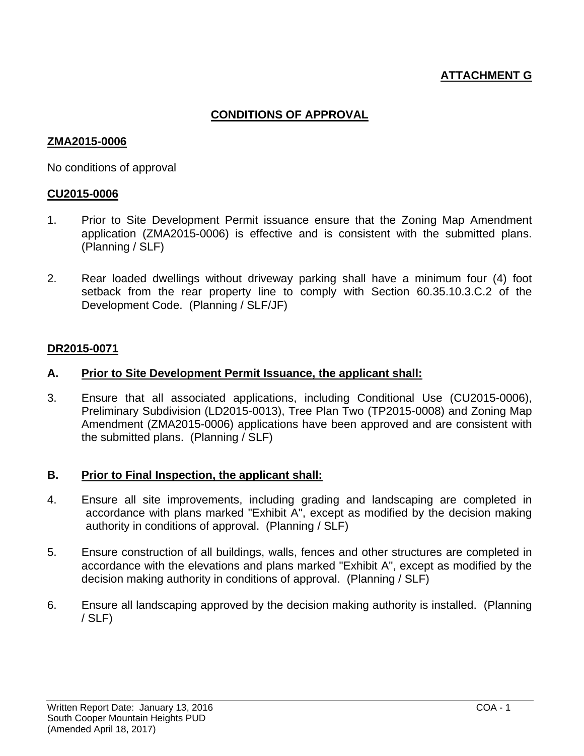**ATTACHMENT G**

# CONDITIONS OF APPROVAL

## ZMA2015-0006

No conditions of approval

## CU2015-0006

1. Prior to Site Development Permit issuance ensure that the Zoning Map Amendment application (ZMA2015-0006) is effective and is consistent with the submitted plans. (Planning / SLF)

2. Rear loaded dwellings without driveway parking shall have a minimum four (4) foot setback from the rear property line to comply with Section 60.35.10.3.C.2 of the Development Code. (Planning / SLF/JF)

## DR2015-0071

### A. Prior to Site Development Permit Issuance, the applicant shall:

3. Ensure that all associated applications, including Conditional Use (CU2015-0006), Preliminary Subdivision (LD2015-0013), Tree Plan Two (TP2015-0008) and Zoning Map Amendment (ZMA2015-0006) applications have been approved and are consistent with the submitted plans. (Planning / SLF)

### B. Prior to Final Inspection, the applicant shall:

4. Ensure all site improvements, including grading and landscaping are completed in accordance with plans marked "Exhibit A", except as modified by the decision making authority in conditions of approval. (Planning / SLF)

5. Ensure construction of all buildings, walls, fences and other structures are completed in accordance with the elevations and plans marked "Exhibit A", except as modified by the decision making authority in conditions of approval. (Planning / SLF)

6. Ensure all landscaping approved by the decision making authority is installed. (Planning / SLF)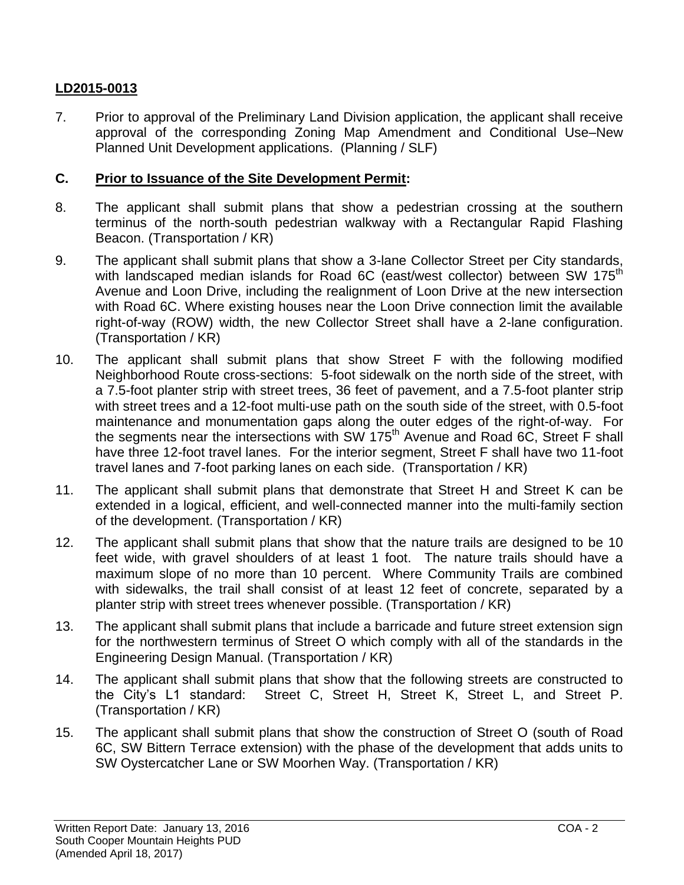**LD2015-0013**

7. Prior to approval of the Preliminary Land Division application, the applicant shall receive approval of the corresponding Zoning Map Amendment and Conditional Use–New Planned Unit Development applications. (Planning / SLF)

## C. Prior to Issuance of the Site Development Permit:

8. The applicant shall submit plans that show a pedestrian crossing at the southern terminus of the north-south pedestrian walkway with a Rectangular Rapid Flashing Beacon. (Transportation / KR)

9. The applicant shall submit plans that show a 3-lane Collector Street per City standards, with landscaped median islands for Road 6C (east/west collector) between SW 175th Avenue and Loon Drive, including the realignment of Loon Drive at the new intersection with Road 6C. Where existing houses near the Loon Drive connection limit the available right-of-way (ROW) width, the new Collector Street shall have a 2-lane configuration. (Transportation / KR)

10. The applicant shall submit plans that show Street F with the following modified Neighborhood Route cross-sections: 5-foot sidewalk on the north side of the street, with a 7.5-foot planter strip with street trees, 36 feet of pavement, and a 7.5-foot planter strip with street trees and a 12-foot multi-use path on the south side of the street, with 0.5-foot maintenance and monumentation gaps along the outer edges of the right-of-way. For the segments near the intersections with SW 175th Avenue and Road 6C, Street F shall have three 12-foot travel lanes. For the interior segment, Street F shall have two 11-foot travel lanes and 7-foot parking lanes on each side. (Transportation / KR)

11. The applicant shall submit plans that demonstrate that Street H and Street K can be extended in a logical, efficient, and well-connected manner into the multi-family section of the development. (Transportation / KR)

12. The applicant shall submit plans that show that the nature trails are designed to be 10 feet wide, with gravel shoulders of at least 1 foot. The nature trails should have a maximum slope of no more than 10 percent. Where Community Trails are combined with sidewalks, the trail shall consist of at least 12 feet of concrete, separated by a planter strip with street trees whenever possible. (Transportation / KR)

13. The applicant shall submit plans that include a barricade and future street extension sign for the northwestern terminus of Street O which comply with all of the standards in the Engineering Design Manual. (Transportation / KR)

14. The applicant shall submit plans that show that the following streets are constructed to the City's L1 standard: Street C, Street H, Street K, Street L, and Street P. (Transportation / KR)

15. The applicant shall submit plans that show the construction of Street O (south of Road 6C, SW Bittern Terrace extension) with the phase of the development that adds units to SW Oystercatcher Lane or SW Moorhen Way. (Transportation / KR)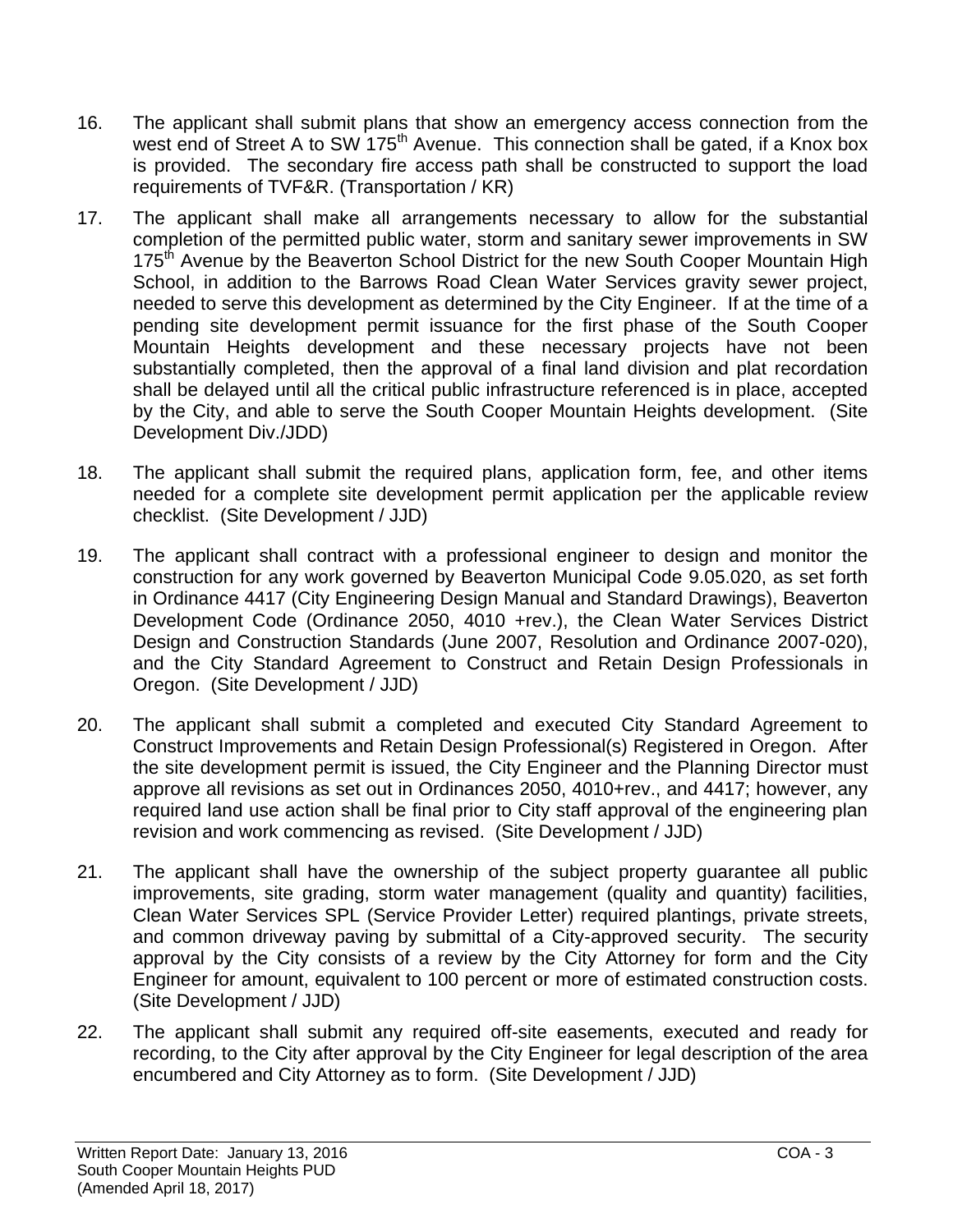16. The applicant shall submit plans that show an emergency access connection from the west end of Street A to SW 175th Avenue. This connection shall be gated, if a Knox box is provided. The secondary fire access path shall be constructed to support the load requirements of TVF&R. (Transportation / KR)

17. The applicant shall make all arrangements necessary to allow for the substantial completion of the permitted public water, storm and sanitary sewer improvements in SW 175th Avenue by the Beaverton School District for the new South Cooper Mountain High School, in addition to the Barrows Road Clean Water Services gravity sewer project, needed to serve this development as determined by the City Engineer. If at the time of a pending site development permit issuance for the first phase of the South Cooper Mountain Heights development and these necessary projects have not been substantially completed, then the approval of a final land division and plat recordation shall be delayed until all the critical public infrastructure referenced is in place, accepted by the City, and able to serve the South Cooper Mountain Heights development. (Site Development Div./JDD)

18. The applicant shall submit the required plans, application form, fee, and other items needed for a complete site development permit application per the applicable review checklist. (Site Development / JJD)

19. The applicant shall contract with a professional engineer to design and monitor the construction for any work governed by Beaverton Municipal Code 9.05.020, as set forth in Ordinance 4417 (City Engineering Design Manual and Standard Drawings), Beaverton Development Code (Ordinance 2050, 4010 +rev.), the Clean Water Services District Design and Construction Standards (June 2007, Resolution and Ordinance 2007-020), and the City Standard Agreement to Construct and Retain Design Professionals in Oregon. (Site Development / JJD)

20. The applicant shall submit a completed and executed City Standard Agreement to Construct Improvements and Retain Design Professional(s) Registered in Oregon. After the site development permit is issued, the City Engineer and the Planning Director must approve all revisions as set out in Ordinances 2050, 4010+rev., and 4417; however, any required land use action shall be final prior to City staff approval of the engineering plan revision and work commencing as revised. (Site Development / JJD)

21. The applicant shall have the ownership of the subject property guarantee all public improvements, site grading, storm water management (quality and quantity) facilities, Clean Water Services SPL (Service Provider Letter) required plantings, private streets, and common driveway paving by submittal of a City-approved security. The security approval by the City consists of a review by the City Attorney for form and the City Engineer for amount, equivalent to 100 percent or more of estimated construction costs. (Site Development / JJD)

22. The applicant shall submit any required off-site easements, executed and ready for recording, to the City after approval by the City Engineer for legal description of the area encumbered and City Attorney as to form. (Site Development / JJD)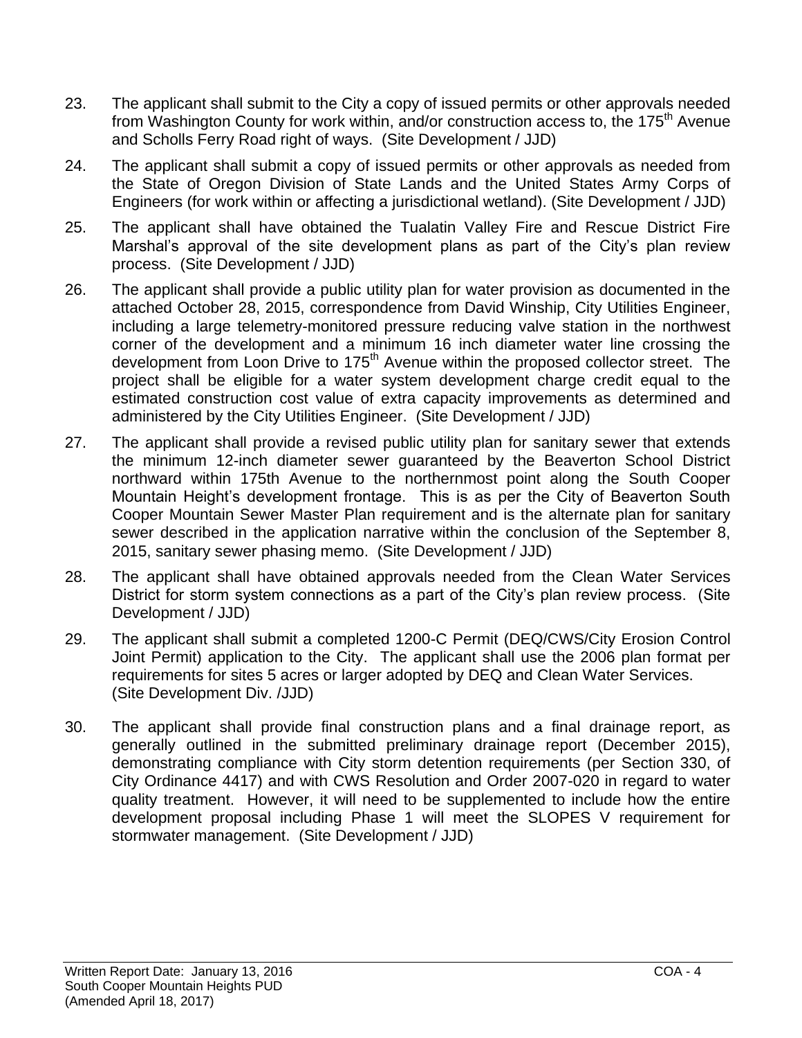23. The applicant shall submit to the City a copy of issued permits or other approvals needed from Washington County for work within, and/or construction access to, the 175th Avenue and Scholls Ferry Road right of ways. (Site Development / JJD)

24. The applicant shall submit a copy of issued permits or other approvals as needed from the State of Oregon Division of State Lands and the United States Army Corps of Engineers (for work within or affecting a jurisdictional wetland). (Site Development / JJD)

25. The applicant shall have obtained the Tualatin Valley Fire and Rescue District Fire Marshal's approval of the site development plans as part of the City's plan review process. (Site Development / JJD)

26. The applicant shall provide a public utility plan for water provision as documented in the attached October 28, 2015, correspondence from David Winship, City Utilities Engineer, including a large telemetry-monitored pressure reducing valve station in the northwest corner of the development and a minimum 16 inch diameter water line crossing the development from Loon Drive to 175th Avenue within the proposed collector street. The project shall be eligible for a water system development charge credit equal to the estimated construction cost value of extra capacity improvements as determined and administered by the City Utilities Engineer. (Site Development / JJD)

27. The applicant shall provide a revised public utility plan for sanitary sewer that extends the minimum 12-inch diameter sewer guaranteed by the Beaverton School District northward within 175th Avenue to the northernmost point along the South Cooper Mountain Height's development frontage. This is as per the City of Beaverton South Cooper Mountain Sewer Master Plan requirement and is the alternate plan for sanitary sewer described in the application narrative within the conclusion of the September 8, 2015, sanitary sewer phasing memo. (Site Development / JJD)

28. The applicant shall have obtained approvals needed from the Clean Water Services District for storm system connections as a part of the City's plan review process. (Site Development / JJD)

29. The applicant shall submit a completed 1200-C Permit (DEQ/CWS/City Erosion Control Joint Permit) application to the City. The applicant shall use the 2006 plan format per requirements for sites 5 acres or larger adopted by DEQ and Clean Water Services. (Site Development Div. /JJD)

30. The applicant shall provide final construction plans and a final drainage report, as generally outlined in the submitted preliminary drainage report (December 2015), demonstrating compliance with City storm detention requirements (per Section 330, of City Ordinance 4417) and with CWS Resolution and Order 2007-020 in regard to water quality treatment. However, it will need to be supplemented to include how the entire development proposal including Phase 1 will meet the SLOPES V requirement for stormwater management. (Site Development / JJD)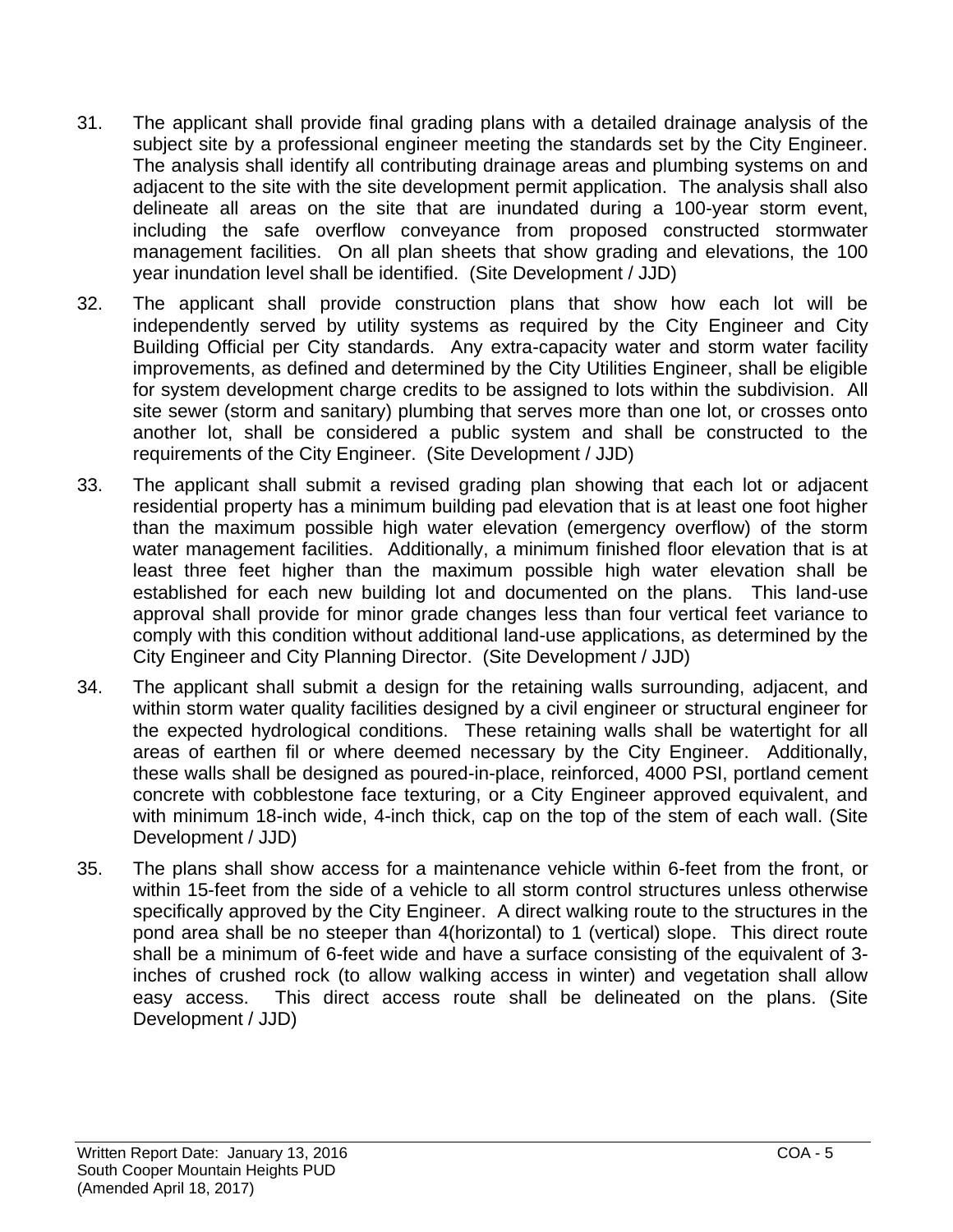31. The applicant shall provide final grading plans with a detailed drainage analysis of the subject site by a professional engineer meeting the standards set by the City Engineer. The analysis shall identify all contributing drainage areas and plumbing systems on and adjacent to the site with the site development permit application. The analysis shall also delineate all areas on the site that are inundated during a 100-year storm event, including the safe overflow conveyance from proposed constructed stormwater management facilities. On all plan sheets that show grading and elevations, the 100 year inundation level shall be identified. (Site Development / JJD)

32. The applicant shall provide construction plans that show how each lot will be independently served by utility systems as required by the City Engineer and City Building Official per City standards. Any extra-capacity water and storm water facility improvements, as defined and determined by the City Utilities Engineer, shall be eligible for system development charge credits to be assigned to lots within the subdivision. All site sewer (storm and sanitary) plumbing that serves more than one lot, or crosses onto another lot, shall be considered a public system and shall be constructed to the requirements of the City Engineer. (Site Development / JJD)

33. The applicant shall submit a revised grading plan showing that each lot or adjacent residential property has a minimum building pad elevation that is at least one foot higher than the maximum possible high water elevation (emergency overflow) of the storm water management facilities. Additionally, a minimum finished floor elevation that is at least three feet higher than the maximum possible high water elevation shall be established for each new building lot and documented on the plans. This land-use approval shall provide for minor grade changes less than four vertical feet variance to comply with this condition without additional land-use applications, as determined by the City Engineer and City Planning Director. (Site Development / JJD)

34. The applicant shall submit a design for the retaining walls surrounding, adjacent, and within storm water quality facilities designed by a civil engineer or structural engineer for the expected hydrological conditions. These retaining walls shall be watertight for all areas of earthen fil or where deemed necessary by the City Engineer. Additionally, these walls shall be designed as poured-in-place, reinforced, 4000 PSI, portland cement concrete with cobblestone face texturing, or a City Engineer approved equivalent, and with minimum 18-inch wide, 4-inch thick, cap on the top of the stem of each wall. (Site Development / JJD)

35. The plans shall show access for a maintenance vehicle within 6-feet from the front, or within 15-feet from the side of a vehicle to all storm control structures unless otherwise specifically approved by the City Engineer. A direct walking route to the structures in the pond area shall be no steeper than 4(horizontal) to 1 (vertical) slope. This direct route shall be a minimum of 6-feet wide and have a surface consisting of the equivalent of 3-inches of crushed rock (to allow walking access in winter) and vegetation shall allow easy access. This direct access route shall be delineated on the plans. (Site Development / JJD)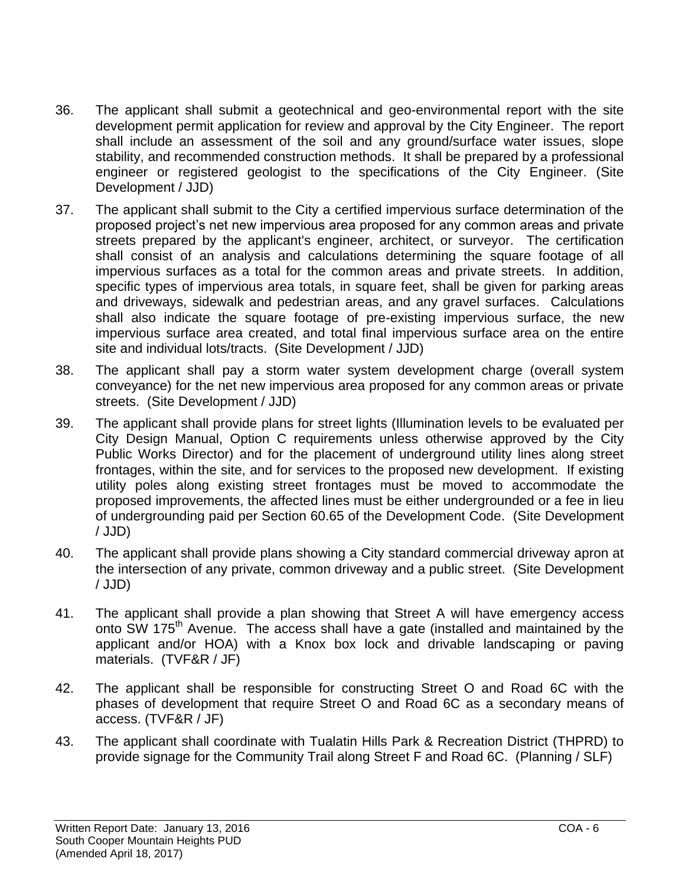36. The applicant shall submit a geotechnical and geo-environmental report with the site development permit application for review and approval by the City Engineer. The report shall include an assessment of the soil and any ground/surface water issues, slope stability, and recommended construction methods. It shall be prepared by a professional engineer or registered geologist to the specifications of the City Engineer. (Site Development / JJD)

37. The applicant shall submit to the City a certified impervious surface determination of the proposed project's net new impervious area proposed for any common areas and private streets prepared by the applicant's engineer, architect, or surveyor. The certification shall consist of an analysis and calculations determining the square footage of all impervious surfaces as a total for the common areas and private streets. In addition, specific types of impervious area totals, in square feet, shall be given for parking areas and driveways, sidewalk and pedestrian areas, and any gravel surfaces. Calculations shall also indicate the square footage of pre-existing impervious surface, the new impervious surface area created, and total final impervious surface area on the entire site and individual lots/tracts. (Site Development / JJD)

38. The applicant shall pay a storm water system development charge (overall system conveyance) for the net new impervious area proposed for any common areas or private streets. (Site Development / JJD)

39. The applicant shall provide plans for street lights (Illumination levels to be evaluated per City Design Manual, Option C requirements unless otherwise approved by the City Public Works Director) and for the placement of underground utility lines along street frontages, within the site, and for services to the proposed new development. If existing utility poles along existing street frontages must be moved to accommodate the proposed improvements, the affected lines must be either undergrounded or a fee in lieu of undergrounding paid per Section 60.65 of the Development Code. (Site Development / JJD)

40. The applicant shall provide plans showing a City standard commercial driveway apron at the intersection of any private, common driveway and a public street. (Site Development / JJD)

41. The applicant shall provide a plan showing that Street A will have emergency access onto SW 175th Avenue. The access shall have a gate (installed and maintained by the applicant and/or HOA) with a Knox box lock and drivable landscaping or paving materials. (TVF&R / JF)

42. The applicant shall be responsible for constructing Street O and Road 6C with the phases of development that require Street O and Road 6C as a secondary means of access. (TVF&R / JF)

43. The applicant shall coordinate with Tualatin Hills Park & Recreation District (THPRD) to provide signage for the Community Trail along Street F and Road 6C. (Planning / SLF)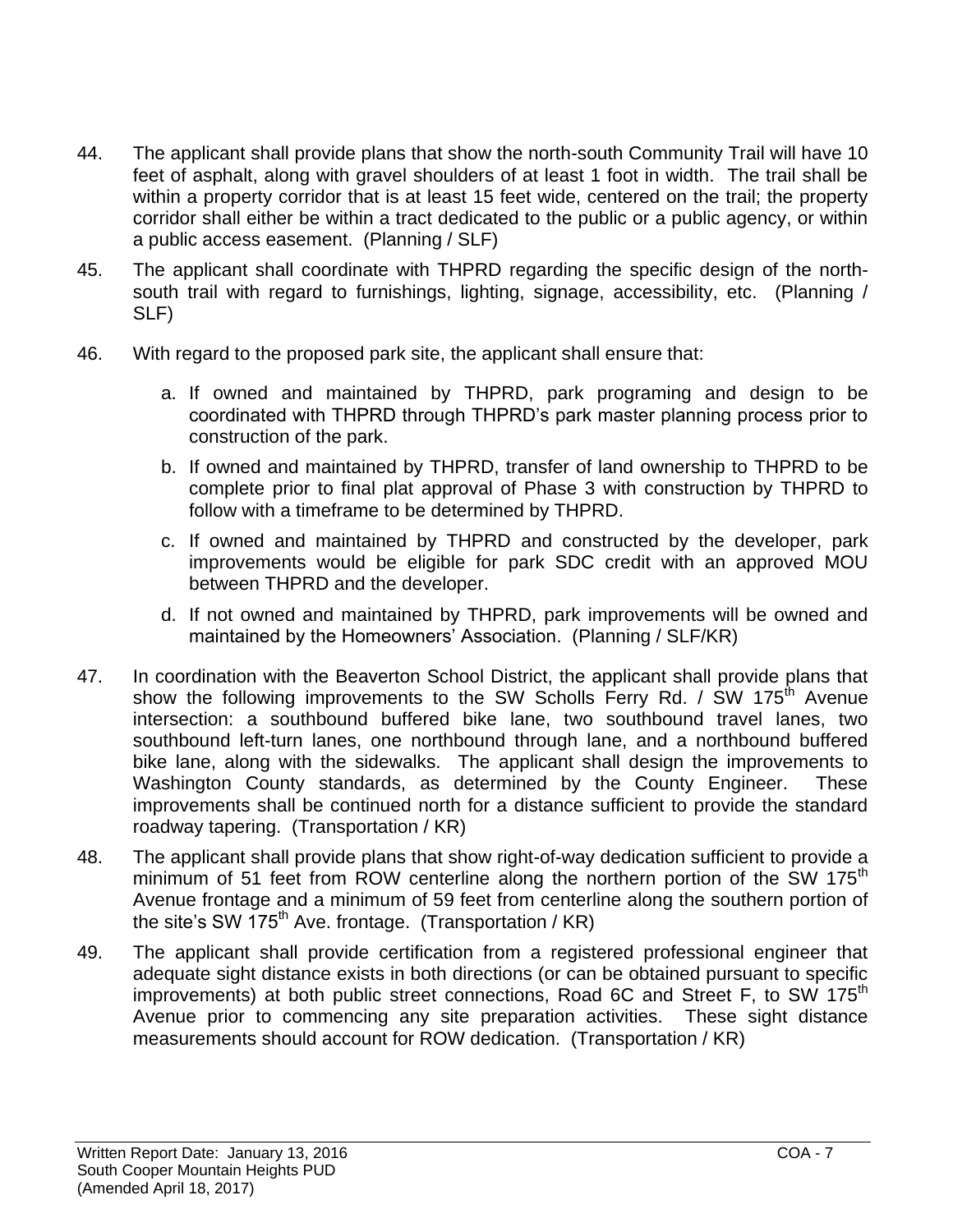44. The applicant shall provide plans that show the north-south Community Trail will have 10 feet of asphalt, along with gravel shoulders of at least 1 foot in width. The trail shall be within a property corridor that is at least 15 feet wide, centered on the trail; the property corridor shall either be within a tract dedicated to the public or a public agency, or within a public access easement. (Planning / SLF)

45. The applicant shall coordinate with THPRD regarding the specific design of the north-south trail with regard to furnishings, lighting, signage, accessibility, etc. (Planning / SLF)

46. With regard to the proposed park site, the applicant shall ensure that:

    a. If owned and maintained by THPRD, park programing and design to be coordinated with THPRD through THPRD's park master planning process prior to construction of the park.

    b. If owned and maintained by THPRD, transfer of land ownership to THPRD to be complete prior to final plat approval of Phase 3 with construction by THPRD to follow with a timeframe to be determined by THPRD.

    c. If owned and maintained by THPRD and constructed by the developer, park improvements would be eligible for park SDC credit with an approved MOU between THPRD and the developer.

    d. If not owned and maintained by THPRD, park improvements will be owned and maintained by the Homeowners' Association. (Planning / SLF/KR)

47. In coordination with the Beaverton School District, the applicant shall provide plans that show the following improvements to the SW Scholls Ferry Rd. / SW 175th Avenue intersection: a southbound buffered bike lane, two southbound travel lanes, two southbound left-turn lanes, one northbound through lane, and a northbound buffered bike lane, along with the sidewalks. The applicant shall design the improvements to Washington County standards, as determined by the County Engineer. These improvements shall be continued north for a distance sufficient to provide the standard roadway tapering. (Transportation / KR)

48. The applicant shall provide plans that show right-of-way dedication sufficient to provide a minimum of 51 feet from ROW centerline along the northern portion of the SW 175th Avenue frontage and a minimum of 59 feet from centerline along the southern portion of the site's SW 175th Ave. frontage. (Transportation / KR)

49. The applicant shall provide certification from a registered professional engineer that adequate sight distance exists in both directions (or can be obtained pursuant to specific improvements) at both public street connections, Road 6C and Street F, to SW 175th Avenue prior to commencing any site preparation activities. These sight distance measurements should account for ROW dedication. (Transportation / KR)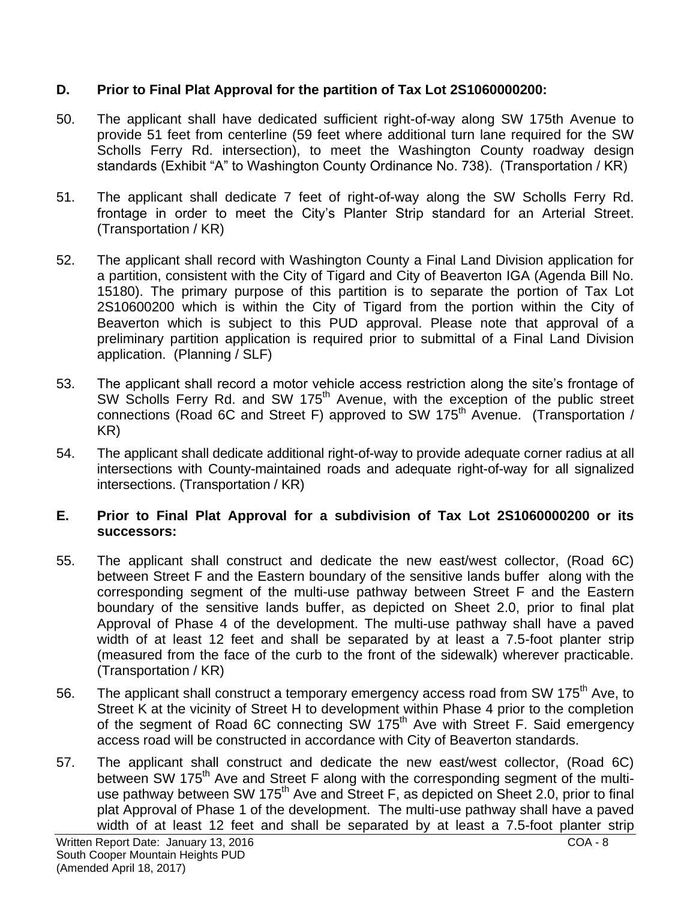**D. Prior to Final Plat Approval for the partition of Tax Lot 2S1060000200:**

50. The applicant shall have dedicated sufficient right-of-way along SW 175th Avenue to provide 51 feet from centerline (59 feet where additional turn lane required for the SW Scholls Ferry Rd. intersection), to meet the Washington County roadway design standards (Exhibit "A" to Washington County Ordinance No. 738). (Transportation / KR)

51. The applicant shall dedicate 7 feet of right-of-way along the SW Scholls Ferry Rd. frontage in order to meet the City's Planter Strip standard for an Arterial Street. (Transportation / KR)

52. The applicant shall record with Washington County a Final Land Division application for a partition, consistent with the City of Tigard and City of Beaverton IGA (Agenda Bill No. 15180). The primary purpose of this partition is to separate the portion of Tax Lot 2S10600200 which is within the City of Tigard from the portion within the City of Beaverton which is subject to this PUD approval. Please note that approval of a preliminary partition application is required prior to submittal of a Final Land Division application. (Planning / SLF)

53. The applicant shall record a motor vehicle access restriction along the site's frontage of SW Scholls Ferry Rd. and SW 175th Avenue, with the exception of the public street connections (Road 6C and Street F) approved to SW 175th Avenue. (Transportation / KR)

54. The applicant shall dedicate additional right-of-way to provide adequate corner radius at all intersections with County-maintained roads and adequate right-of-way for all signalized intersections. (Transportation / KR)

**E. Prior to Final Plat Approval for a subdivision of Tax Lot 2S1060000200 or its successors:**

55. The applicant shall construct and dedicate the new east/west collector, (Road 6C) between Street F and the Eastern boundary of the sensitive lands buffer along with the corresponding segment of the multi-use pathway between Street F and the Eastern boundary of the sensitive lands buffer, as depicted on Sheet 2.0, prior to final plat Approval of Phase 4 of the development. The multi-use pathway shall have a paved width of at least 12 feet and shall be separated by at least a 7.5-foot planter strip (measured from the face of the curb to the front of the sidewalk) wherever practicable. (Transportation / KR)

56. The applicant shall construct a temporary emergency access road from SW 175th Ave, to Street K at the vicinity of Street H to development within Phase 4 prior to the completion of the segment of Road 6C connecting SW 175th Ave with Street F. Said emergency access road will be constructed in accordance with City of Beaverton standards.

57. The applicant shall construct and dedicate the new east/west collector, (Road 6C) between SW 175th Ave and Street F along with the corresponding segment of the multi-use pathway between SW 175th Ave and Street F, as depicted on Sheet 2.0, prior to final plat Approval of Phase 1 of the development. The multi-use pathway shall have a paved width of at least 12 feet and shall be separated by at least a 7.5-foot planter strip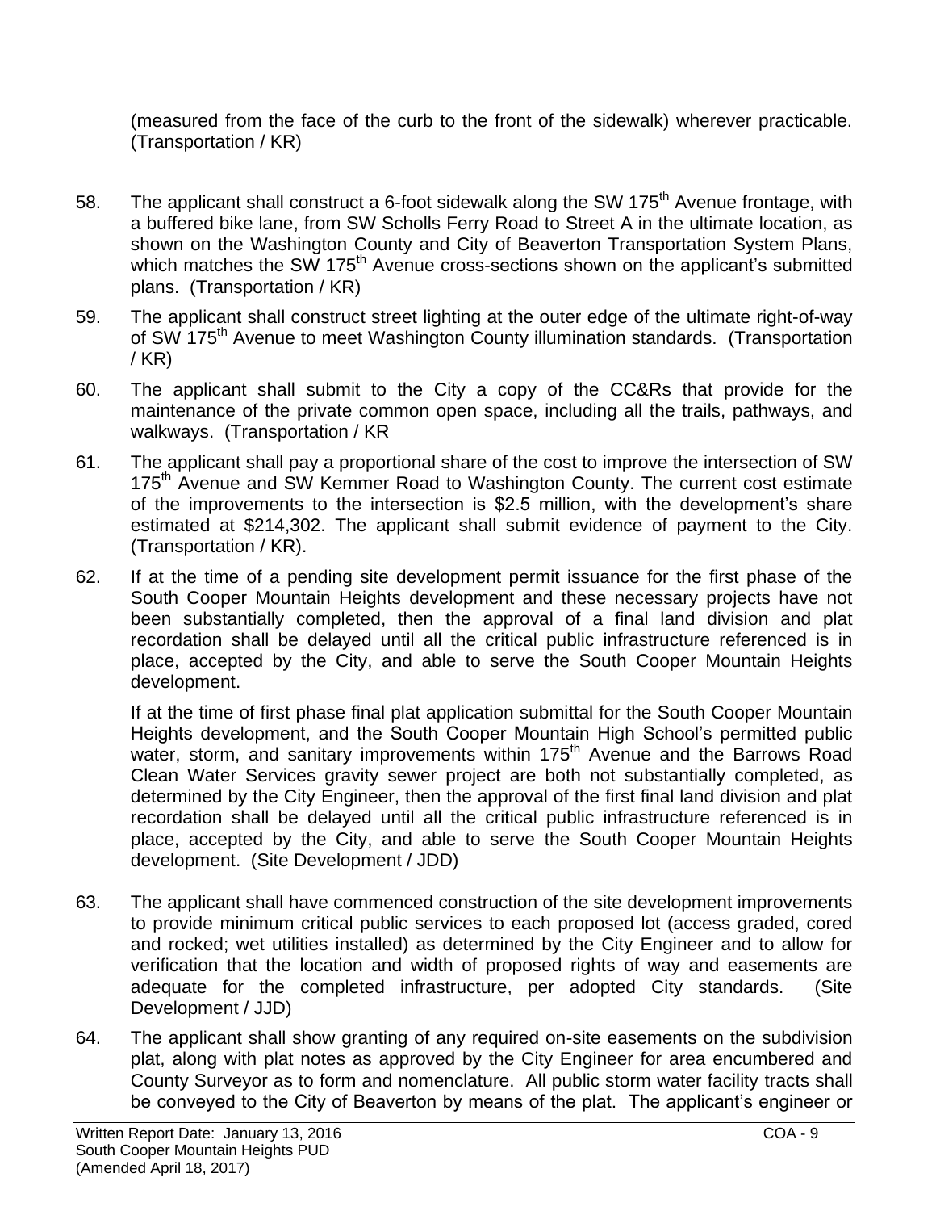(measured from the face of the curb to the front of the sidewalk) wherever practicable. (Transportation / KR)

58. The applicant shall construct a 6-foot sidewalk along the SW 175th Avenue frontage, with a buffered bike lane, from SW Scholls Ferry Road to Street A in the ultimate location, as shown on the Washington County and City of Beaverton Transportation System Plans, which matches the SW 175th Avenue cross-sections shown on the applicant's submitted plans. (Transportation / KR)

59. The applicant shall construct street lighting at the outer edge of the ultimate right-of-way of SW 175th Avenue to meet Washington County illumination standards. (Transportation / KR)

60. The applicant shall submit to the City a copy of the CC&Rs that provide for the maintenance of the private common open space, including all the trails, pathways, and walkways. (Transportation / KR

61. The applicant shall pay a proportional share of the cost to improve the intersection of SW 175th Avenue and SW Kemmer Road to Washington County. The current cost estimate of the improvements to the intersection is $2.5 million, with the development's share estimated at $214,302. The applicant shall submit evidence of payment to the City. (Transportation / KR).

62. If at the time of a pending site development permit issuance for the first phase of the South Cooper Mountain Heights development and these necessary projects have not been substantially completed, then the approval of a final land division and plat recordation shall be delayed until all the critical public infrastructure referenced is in place, accepted by the City, and able to serve the South Cooper Mountain Heights development.

    If at the time of first phase final plat application submittal for the South Cooper Mountain Heights development, and the South Cooper Mountain High School's permitted public water, storm, and sanitary improvements within 175th Avenue and the Barrows Road Clean Water Services gravity sewer project are both not substantially completed, as determined by the City Engineer, then the approval of the first final land division and plat recordation shall be delayed until all the critical public infrastructure referenced is in place, accepted by the City, and able to serve the South Cooper Mountain Heights development. (Site Development / JDD)

63. The applicant shall have commenced construction of the site development improvements to provide minimum critical public services to each proposed lot (access graded, cored and rocked; wet utilities installed) as determined by the City Engineer and to allow for verification that the location and width of proposed rights of way and easements are adequate for the completed infrastructure, per adopted City standards. (Site Development / JJD)

64. The applicant shall show granting of any required on-site easements on the subdivision plat, along with plat notes as approved by the City Engineer for area encumbered and County Surveyor as to form and nomenclature. All public storm water facility tracts shall be conveyed to the City of Beaverton by means of the plat. The applicant's engineer or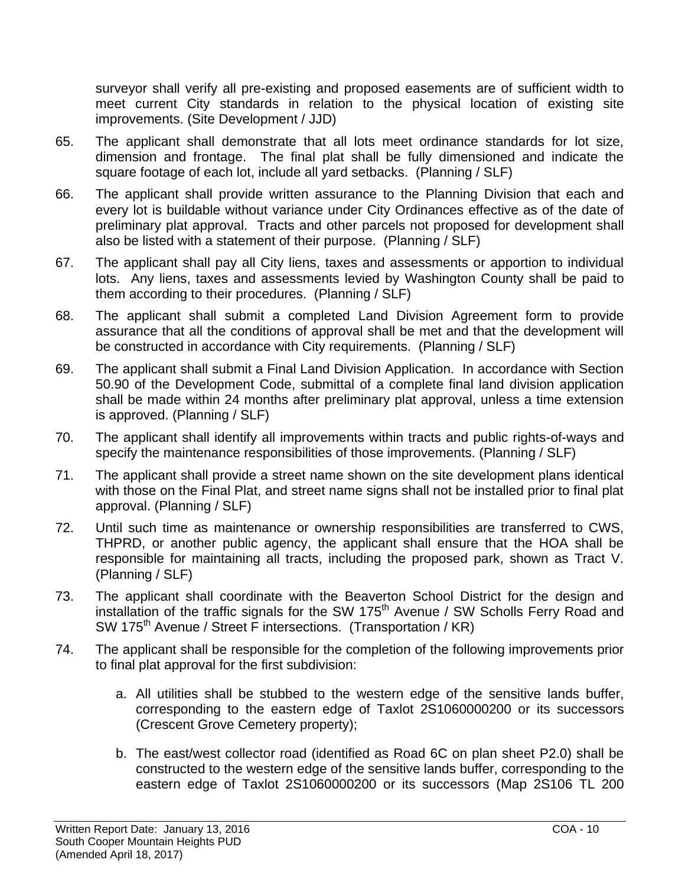surveyor shall verify all pre-existing and proposed easements are of sufficient width to meet current City standards in relation to the physical location of existing site improvements. (Site Development / JJD)

65. The applicant shall demonstrate that all lots meet ordinance standards for lot size, dimension and frontage. The final plat shall be fully dimensioned and indicate the square footage of each lot, include all yard setbacks. (Planning / SLF)

66. The applicant shall provide written assurance to the Planning Division that each and every lot is buildable without variance under City Ordinances effective as of the date of preliminary plat approval. Tracts and other parcels not proposed for development shall also be listed with a statement of their purpose. (Planning / SLF)

67. The applicant shall pay all City liens, taxes and assessments or apportion to individual lots. Any liens, taxes and assessments levied by Washington County shall be paid to them according to their procedures. (Planning / SLF)

68. The applicant shall submit a completed Land Division Agreement form to provide assurance that all the conditions of approval shall be met and that the development will be constructed in accordance with City requirements. (Planning / SLF)

69. The applicant shall submit a Final Land Division Application. In accordance with Section 50.90 of the Development Code, submittal of a complete final land division application shall be made within 24 months after preliminary plat approval, unless a time extension is approved. (Planning / SLF)

70. The applicant shall identify all improvements within tracts and public rights-of-ways and specify the maintenance responsibilities of those improvements. (Planning / SLF)

71. The applicant shall provide a street name shown on the site development plans identical with those on the Final Plat, and street name signs shall not be installed prior to final plat approval. (Planning / SLF)

72. Until such time as maintenance or ownership responsibilities are transferred to CWS, THPRD, or another public agency, the applicant shall ensure that the HOA shall be responsible for maintaining all tracts, including the proposed park, shown as Tract V. (Planning / SLF)

73. The applicant shall coordinate with the Beaverton School District for the design and installation of the traffic signals for the SW 175th Avenue / SW Scholls Ferry Road and SW 175th Avenue / Street F intersections. (Transportation / KR)

74. The applicant shall be responsible for the completion of the following improvements prior to final plat approval for the first subdivision:

    a. All utilities shall be stubbed to the western edge of the sensitive lands buffer, corresponding to the eastern edge of Taxlot 2S1060000200 or its successors (Crescent Grove Cemetery property);

    b. The east/west collector road (identified as Road 6C on plan sheet P2.0) shall be constructed to the western edge of the sensitive lands buffer, corresponding to the eastern edge of Taxlot 2S1060000200 or its successors (Map 2S106 TL 200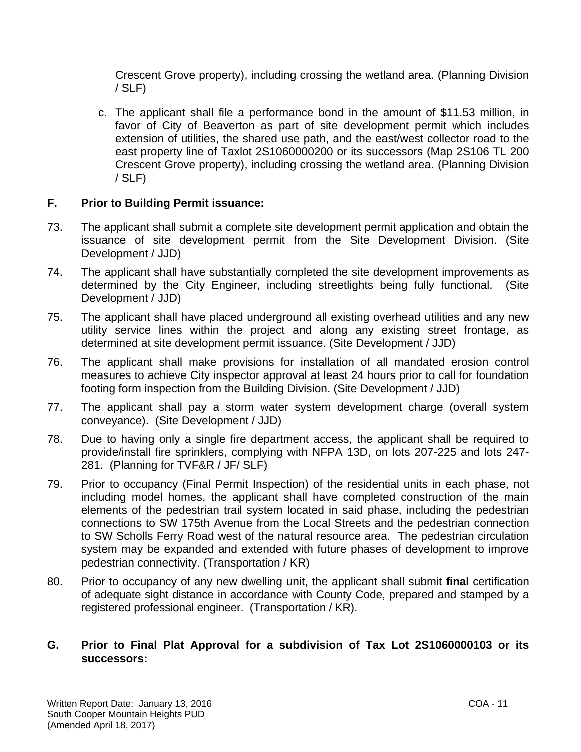Crescent Grove property), including crossing the wetland area. (Planning Division / SLF)

c. The applicant shall file a performance bond in the amount of $11.53 million, in favor of City of Beaverton as part of site development permit which includes extension of utilities, the shared use path, and the east/west collector road to the east property line of Taxlot 2S1060000200 or its successors (Map 2S106 TL 200 Crescent Grove property), including crossing the wetland area. (Planning Division / SLF)

## F. Prior to Building Permit issuance:

73. The applicant shall submit a complete site development permit application and obtain the issuance of site development permit from the Site Development Division. (Site Development / JJD)

74. The applicant shall have substantially completed the site development improvements as determined by the City Engineer, including streetlights being fully functional. (Site Development / JJD)

75. The applicant shall have placed underground all existing overhead utilities and any new utility service lines within the project and along any existing street frontage, as determined at site development permit issuance. (Site Development / JJD)

76. The applicant shall make provisions for installation of all mandated erosion control measures to achieve City inspector approval at least 24 hours prior to call for foundation footing form inspection from the Building Division. (Site Development / JJD)

77. The applicant shall pay a storm water system development charge (overall system conveyance). (Site Development / JJD)

78. Due to having only a single fire department access, the applicant shall be required to provide/install fire sprinklers, complying with NFPA 13D, on lots 207-225 and lots 247-281. (Planning for TVF&R / JF/ SLF)

79. Prior to occupancy (Final Permit Inspection) of the residential units in each phase, not including model homes, the applicant shall have completed construction of the main elements of the pedestrian trail system located in said phase, including the pedestrian connections to SW 175th Avenue from the Local Streets and the pedestrian connection to SW Scholls Ferry Road west of the natural resource area. The pedestrian circulation system may be expanded and extended with future phases of development to improve pedestrian connectivity. (Transportation / KR)

80. Prior to occupancy of any new dwelling unit, the applicant shall submit **final** certification of adequate sight distance in accordance with County Code, prepared and stamped by a registered professional engineer. (Transportation / KR).

## G. Prior to Final Plat Approval for a subdivision of Tax Lot 2S1060000103 or its successors: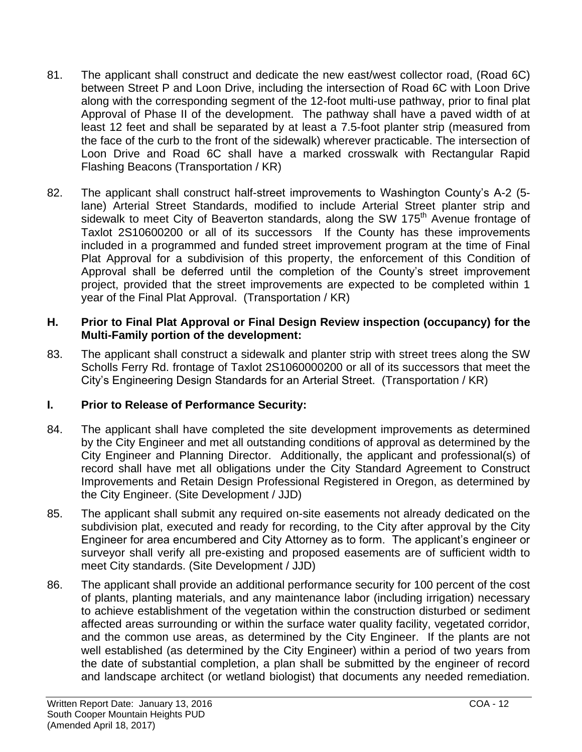81. The applicant shall construct and dedicate the new east/west collector road, (Road 6C) between Street P and Loon Drive, including the intersection of Road 6C with Loon Drive along with the corresponding segment of the 12-foot multi-use pathway, prior to final plat Approval of Phase II of the development. The pathway shall have a paved width of at least 12 feet and shall be separated by at least a 7.5-foot planter strip (measured from the face of the curb to the front of the sidewalk) wherever practicable. The intersection of Loon Drive and Road 6C shall have a marked crosswalk with Rectangular Rapid Flashing Beacons (Transportation / KR)

82. The applicant shall construct half-street improvements to Washington County's A-2 (5-lane) Arterial Street Standards, modified to include Arterial Street planter strip and sidewalk to meet City of Beaverton standards, along the SW 175th Avenue frontage of Taxlot 2S10600200 or all of its successors If the County has these improvements included in a programmed and funded street improvement program at the time of Final Plat Approval for a subdivision of this property, the enforcement of this Condition of Approval shall be deferred until the completion of the County's street improvement project, provided that the street improvements are expected to be completed within 1 year of the Final Plat Approval. (Transportation / KR)

**H. Prior to Final Plat Approval or Final Design Review inspection (occupancy) for the Multi-Family portion of the development:**

83. The applicant shall construct a sidewalk and planter strip with street trees along the SW Scholls Ferry Rd. frontage of Taxlot 2S1060000200 or all of its successors that meet the City's Engineering Design Standards for an Arterial Street. (Transportation / KR)

**I. Prior to Release of Performance Security:**

84. The applicant shall have completed the site development improvements as determined by the City Engineer and met all outstanding conditions of approval as determined by the City Engineer and Planning Director. Additionally, the applicant and professional(s) of record shall have met all obligations under the City Standard Agreement to Construct Improvements and Retain Design Professional Registered in Oregon, as determined by the City Engineer. (Site Development / JJD)

85. The applicant shall submit any required on-site easements not already dedicated on the subdivision plat, executed and ready for recording, to the City after approval by the City Engineer for area encumbered and City Attorney as to form. The applicant's engineer or surveyor shall verify all pre-existing and proposed easements are of sufficient width to meet City standards. (Site Development / JJD)

86. The applicant shall provide an additional performance security for 100 percent of the cost of plants, planting materials, and any maintenance labor (including irrigation) necessary to achieve establishment of the vegetation within the construction disturbed or sediment affected areas surrounding or within the surface water quality facility, vegetated corridor, and the common use areas, as determined by the City Engineer. If the plants are not well established (as determined by the City Engineer) within a period of two years from the date of substantial completion, a plan shall be submitted by the engineer of record and landscape architect (or wetland biologist) that documents any needed remediation.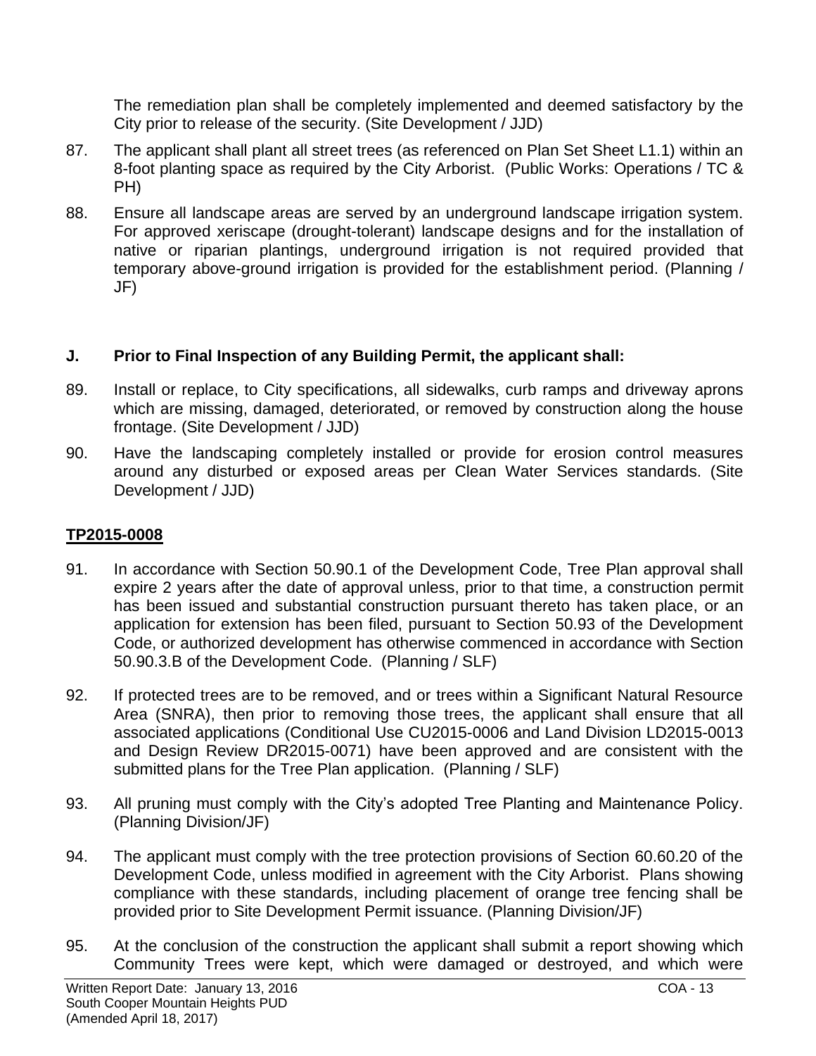The remediation plan shall be completely implemented and deemed satisfactory by the City prior to release of the security. (Site Development / JJD)

87. The applicant shall plant all street trees (as referenced on Plan Set Sheet L1.1) within an 8-foot planting space as required by the City Arborist. (Public Works: Operations / TC & PH)

88. Ensure all landscape areas are served by an underground landscape irrigation system. For approved xeriscape (drought-tolerant) landscape designs and for the installation of native or riparian plantings, underground irrigation is not required provided that temporary above-ground irrigation is provided for the establishment period. (Planning / JF)

**J. Prior to Final Inspection of any Building Permit, the applicant shall:**

89. Install or replace, to City specifications, all sidewalks, curb ramps and driveway aprons which are missing, damaged, deteriorated, or removed by construction along the house frontage. (Site Development / JJD)

90. Have the landscaping completely installed or provide for erosion control measures around any disturbed or exposed areas per Clean Water Services standards. (Site Development / JJD)

**TP2015-0008**

91. In accordance with Section 50.90.1 of the Development Code, Tree Plan approval shall expire 2 years after the date of approval unless, prior to that time, a construction permit has been issued and substantial construction pursuant thereto has taken place, or an application for extension has been filed, pursuant to Section 50.93 of the Development Code, or authorized development has otherwise commenced in accordance with Section 50.90.3.B of the Development Code. (Planning / SLF)

92. If protected trees are to be removed, and or trees within a Significant Natural Resource Area (SNRA), then prior to removing those trees, the applicant shall ensure that all associated applications (Conditional Use CU2015-0006 and Land Division LD2015-0013 and Design Review DR2015-0071) have been approved and are consistent with the submitted plans for the Tree Plan application. (Planning / SLF)

93. All pruning must comply with the City's adopted Tree Planting and Maintenance Policy. (Planning Division/JF)

94. The applicant must comply with the tree protection provisions of Section 60.60.20 of the Development Code, unless modified in agreement with the City Arborist. Plans showing compliance with these standards, including placement of orange tree fencing shall be provided prior to Site Development Permit issuance. (Planning Division/JF)

95. At the conclusion of the construction the applicant shall submit a report showing which Community Trees were kept, which were damaged or destroyed, and which were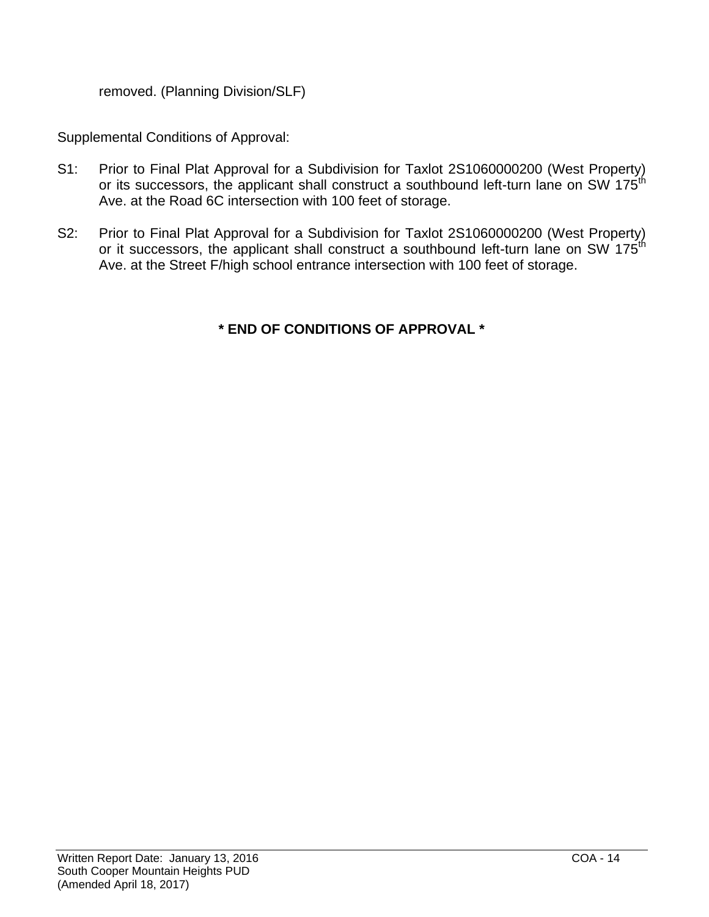removed. (Planning Division/SLF)

Supplemental Conditions of Approval:

S1: Prior to Final Plat Approval for a Subdivision for Taxlot 2S1060000200 (West Property) or its successors, the applicant shall construct a southbound left-turn lane on SW 175th Ave. at the Road 6C intersection with 100 feet of storage.

S2: Prior to Final Plat Approval for a Subdivision for Taxlot 2S1060000200 (West Property) or it successors, the applicant shall construct a southbound left-turn lane on SW 175th Ave. at the Street F/high school entrance intersection with 100 feet of storage.

**\* END OF CONDITIONS OF APPROVAL \***